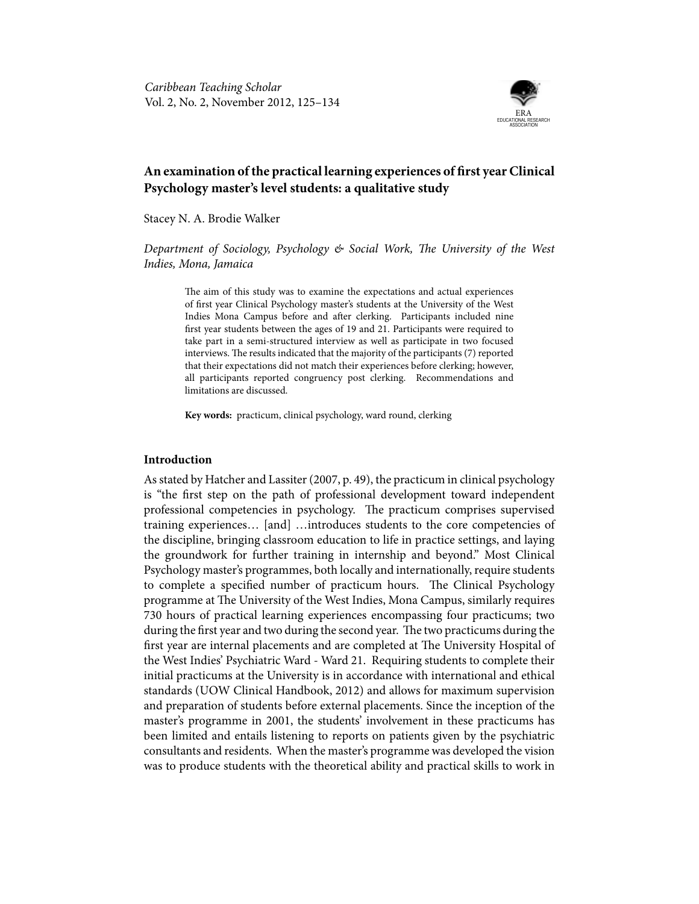# An examination of the practical learning experiences of first year Clinical Psychology master's level students: a qualitative study

Stacey N. A. Brodie Walker

*Department of Sociology, Psychology & Social Work, The University of the West Indies, Mona, Jamaica*

> The aim of this study was to examine the expectations and actual experiences of first year Clinical Psychology master's students at the University of the West Indies Mona Campus before and after clerking. Participants included nine first year students between the ages of 19 and 21. Participants were required to take part in a semi-structured interview as well as participate in two focused interviews. The results indicated that the majority of the participants (7) reported that their expectations did not match their experiences before clerking; however, all participants reported congruency post clerking. Recommendations and limitations are discussed.
>
> **Key words:** practicum, clinical psychology, ward round, clerking

## Introduction

As stated by Hatcher and Lassiter (2007, p. 49), the practicum in clinical psychology is "the first step on the path of professional development toward independent professional competencies in psychology. The practicum comprises supervised training experiences… [and] …introduces students to the core competencies of the discipline, bringing classroom education to life in practice settings, and laying the groundwork for further training in internship and beyond." Most Clinical Psychology master's programmes, both locally and internationally, require students to complete a specified number of practicum hours. The Clinical Psychology programme at The University of the West Indies, Mona Campus, similarly requires 730 hours of practical learning experiences encompassing four practicums; two during the first year and two during the second year. The two practicums during the first year are internal placements and are completed at The University Hospital of the West Indies' Psychiatric Ward - Ward 21. Requiring students to complete their initial practicums at the University is in accordance with international and ethical standards (UOW Clinical Handbook, 2012) and allows for maximum supervision and preparation of students before external placements. Since the inception of the master's programme in 2001, the students' involvement in these practicums has been limited and entails listening to reports on patients given by the psychiatric consultants and residents. When the master's programme was developed the vision was to produce students with the theoretical ability and practical skills to work in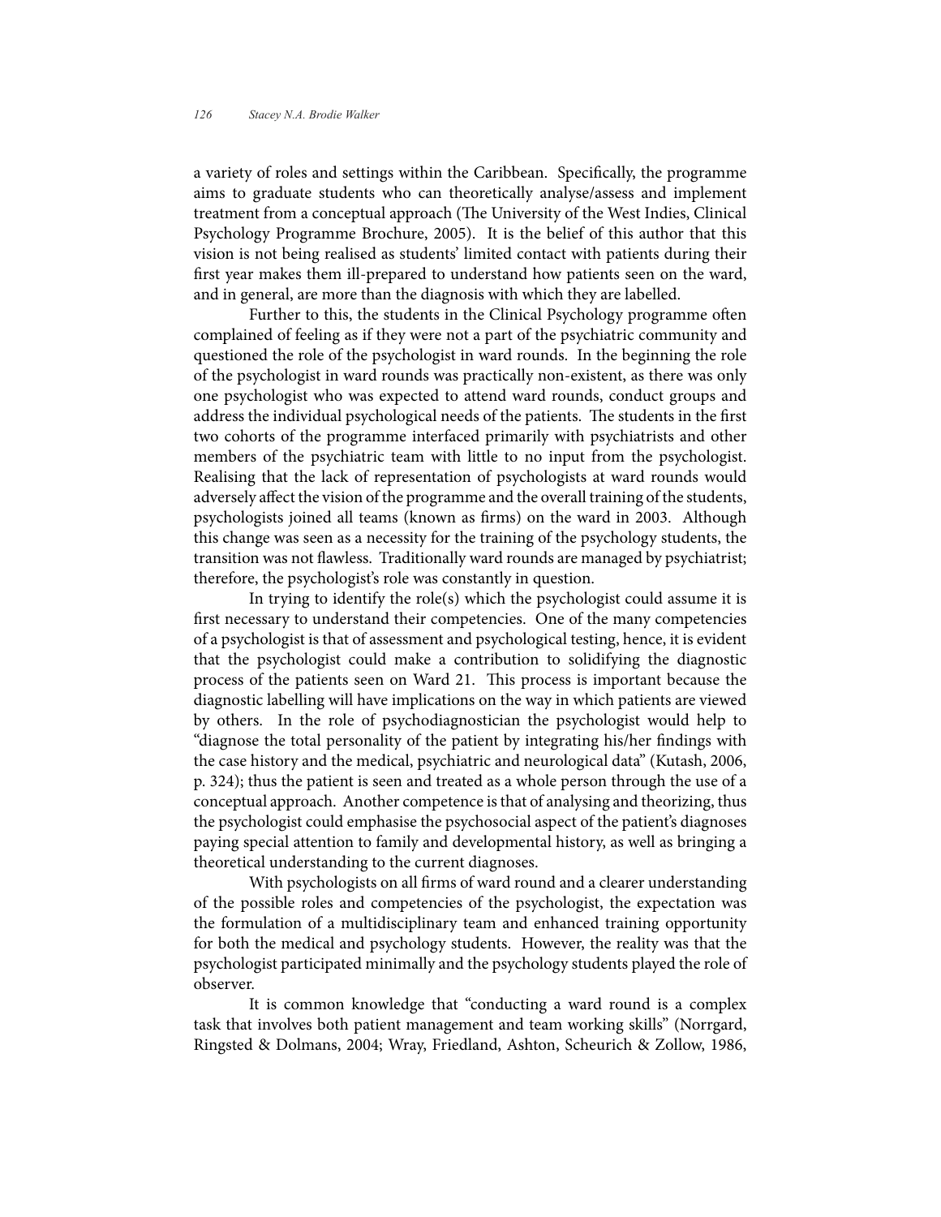a variety of roles and settings within the Caribbean. Specifically, the programme aims to graduate students who can theoretically analyse/assess and implement treatment from a conceptual approach (The University of the West Indies, Clinical Psychology Programme Brochure, 2005). It is the belief of this author that this vision is not being realised as students' limited contact with patients during their first year makes them ill-prepared to understand how patients seen on the ward, and in general, are more than the diagnosis with which they are labelled.

Further to this, the students in the Clinical Psychology programme often complained of feeling as if they were not a part of the psychiatric community and questioned the role of the psychologist in ward rounds. In the beginning the role of the psychologist in ward rounds was practically non-existent, as there was only one psychologist who was expected to attend ward rounds, conduct groups and address the individual psychological needs of the patients. The students in the first two cohorts of the programme interfaced primarily with psychiatrists and other members of the psychiatric team with little to no input from the psychologist. Realising that the lack of representation of psychologists at ward rounds would adversely affect the vision of the programme and the overall training of the students, psychologists joined all teams (known as firms) on the ward in 2003. Although this change was seen as a necessity for the training of the psychology students, the transition was not flawless. Traditionally ward rounds are managed by psychiatrist; therefore, the psychologist's role was constantly in question.

In trying to identify the role(s) which the psychologist could assume it is first necessary to understand their competencies. One of the many competencies of a psychologist is that of assessment and psychological testing, hence, it is evident that the psychologist could make a contribution to solidifying the diagnostic process of the patients seen on Ward 21. This process is important because the diagnostic labelling will have implications on the way in which patients are viewed by others. In the role of psychodiagnostician the psychologist would help to "diagnose the total personality of the patient by integrating his/her findings with the case history and the medical, psychiatric and neurological data" (Kutash, 2006, p. 324); thus the patient is seen and treated as a whole person through the use of a conceptual approach. Another competence is that of analysing and theorizing, thus the psychologist could emphasise the psychosocial aspect of the patient's diagnoses paying special attention to family and developmental history, as well as bringing a theoretical understanding to the current diagnoses.

With psychologists on all firms of ward round and a clearer understanding of the possible roles and competencies of the psychologist, the expectation was the formulation of a multidisciplinary team and enhanced training opportunity for both the medical and psychology students. However, the reality was that the psychologist participated minimally and the psychology students played the role of observer.

It is common knowledge that "conducting a ward round is a complex task that involves both patient management and team working skills" (Norrgard, Ringsted & Dolmans, 2004; Wray, Friedland, Ashton, Scheurich & Zollow, 1986,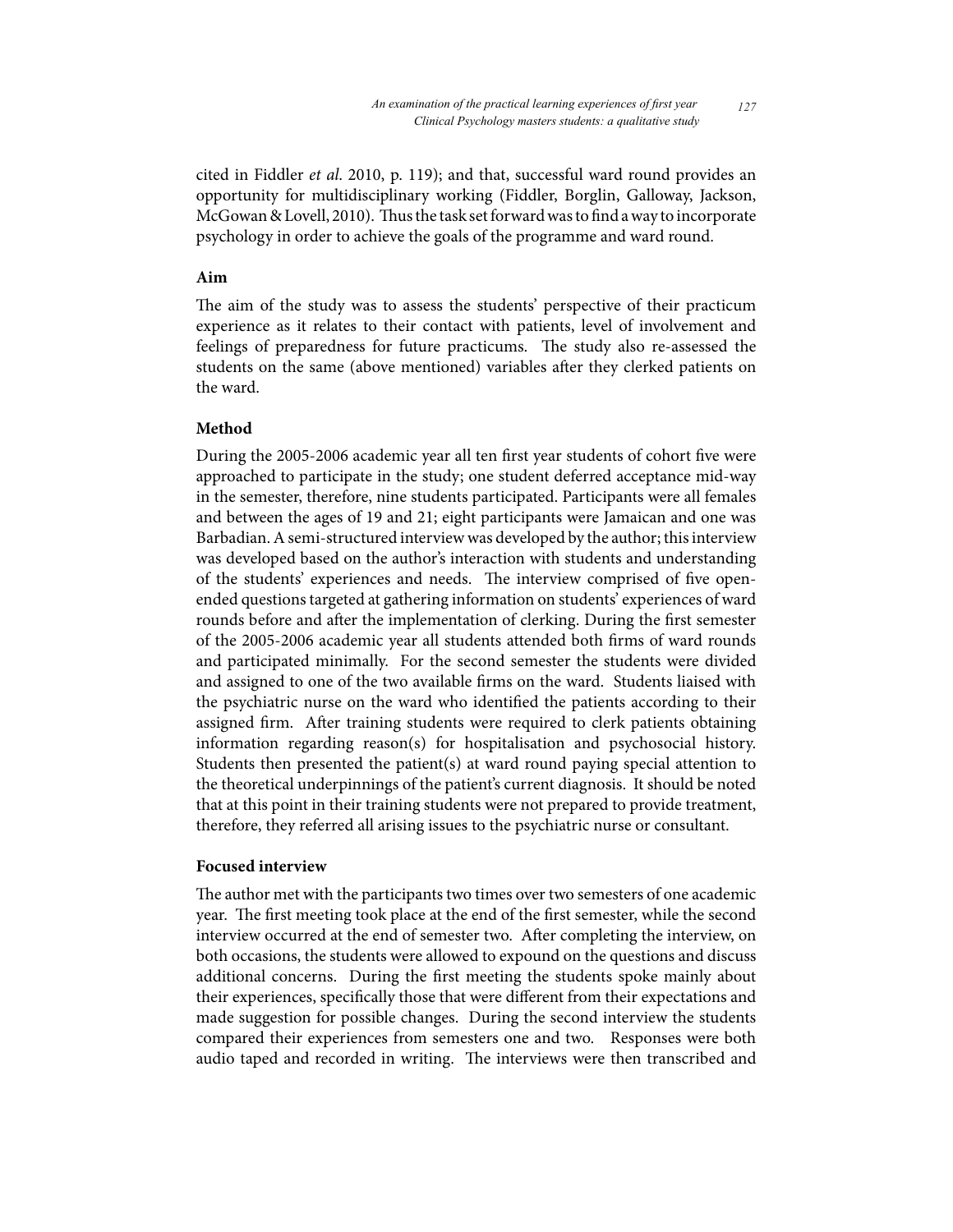cited in Fiddler *et al*. 2010, p. 119); and that, successful ward round provides an opportunity for multidisciplinary working (Fiddler, Borglin, Galloway, Jackson, McGowan & Lovell, 2010). Thus the task set forward was to find a way to incorporate psychology in order to achieve the goals of the programme and ward round.

**Aim**

The aim of the study was to assess the students' perspective of their practicum experience as it relates to their contact with patients, level of involvement and feelings of preparedness for future practicums. The study also re-assessed the students on the same (above mentioned) variables after they clerked patients on the ward.

**Method**

During the 2005-2006 academic year all ten first year students of cohort five were approached to participate in the study; one student deferred acceptance mid-way in the semester, therefore, nine students participated. Participants were all females and between the ages of 19 and 21; eight participants were Jamaican and one was Barbadian. A semi-structured interview was developed by the author; this interview was developed based on the author's interaction with students and understanding of the students' experiences and needs. The interview comprised of five open-ended questions targeted at gathering information on students' experiences of ward rounds before and after the implementation of clerking. During the first semester of the 2005-2006 academic year all students attended both firms of ward rounds and participated minimally. For the second semester the students were divided and assigned to one of the two available firms on the ward. Students liaised with the psychiatric nurse on the ward who identified the patients according to their assigned firm. After training students were required to clerk patients obtaining information regarding reason(s) for hospitalisation and psychosocial history. Students then presented the patient(s) at ward round paying special attention to the theoretical underpinnings of the patient's current diagnosis. It should be noted that at this point in their training students were not prepared to provide treatment, therefore, they referred all arising issues to the psychiatric nurse or consultant.

**Focused interview**

The author met with the participants two times over two semesters of one academic year. The first meeting took place at the end of the first semester, while the second interview occurred at the end of semester two. After completing the interview, on both occasions, the students were allowed to expound on the questions and discuss additional concerns. During the first meeting the students spoke mainly about their experiences, specifically those that were different from their expectations and made suggestion for possible changes. During the second interview the students compared their experiences from semesters one and two. Responses were both audio taped and recorded in writing. The interviews were then transcribed and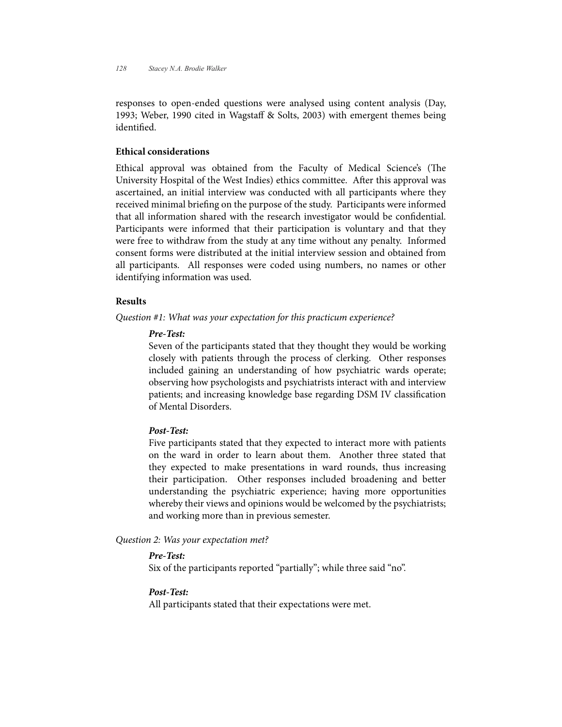responses to open-ended questions were analysed using content analysis (Day, 1993; Weber, 1990 cited in Wagstaff & Solts, 2003) with emergent themes being identified.

### Ethical considerations

Ethical approval was obtained from the Faculty of Medical Science's (The University Hospital of the West Indies) ethics committee. After this approval was ascertained, an initial interview was conducted with all participants where they received minimal briefing on the purpose of the study. Participants were informed that all information shared with the research investigator would be confidential. Participants were informed that their participation is voluntary and that they were free to withdraw from the study at any time without any penalty. Informed consent forms were distributed at the initial interview session and obtained from all participants. All responses were coded using numbers, no names or other identifying information was used.

### Results

*Question #1: What was your expectation for this practicum experience?*

> ***Pre-Test:***
> Seven of the participants stated that they thought they would be working closely with patients through the process of clerking. Other responses included gaining an understanding of how psychiatric wards operate; observing how psychologists and psychiatrists interact with and interview patients; and increasing knowledge base regarding DSM IV classification of Mental Disorders.
>
> ***Post-Test:***
> Five participants stated that they expected to interact more with patients on the ward in order to learn about them. Another three stated that they expected to make presentations in ward rounds, thus increasing their participation. Other responses included broadening and better understanding the psychiatric experience; having more opportunities whereby their views and opinions would be welcomed by the psychiatrists; and working more than in previous semester.

*Question 2: Was your expectation met?*

> ***Pre-Test:***
> Six of the participants reported "partially"; while three said "no".
>
> ***Post-Test:***
> All participants stated that their expectations were met.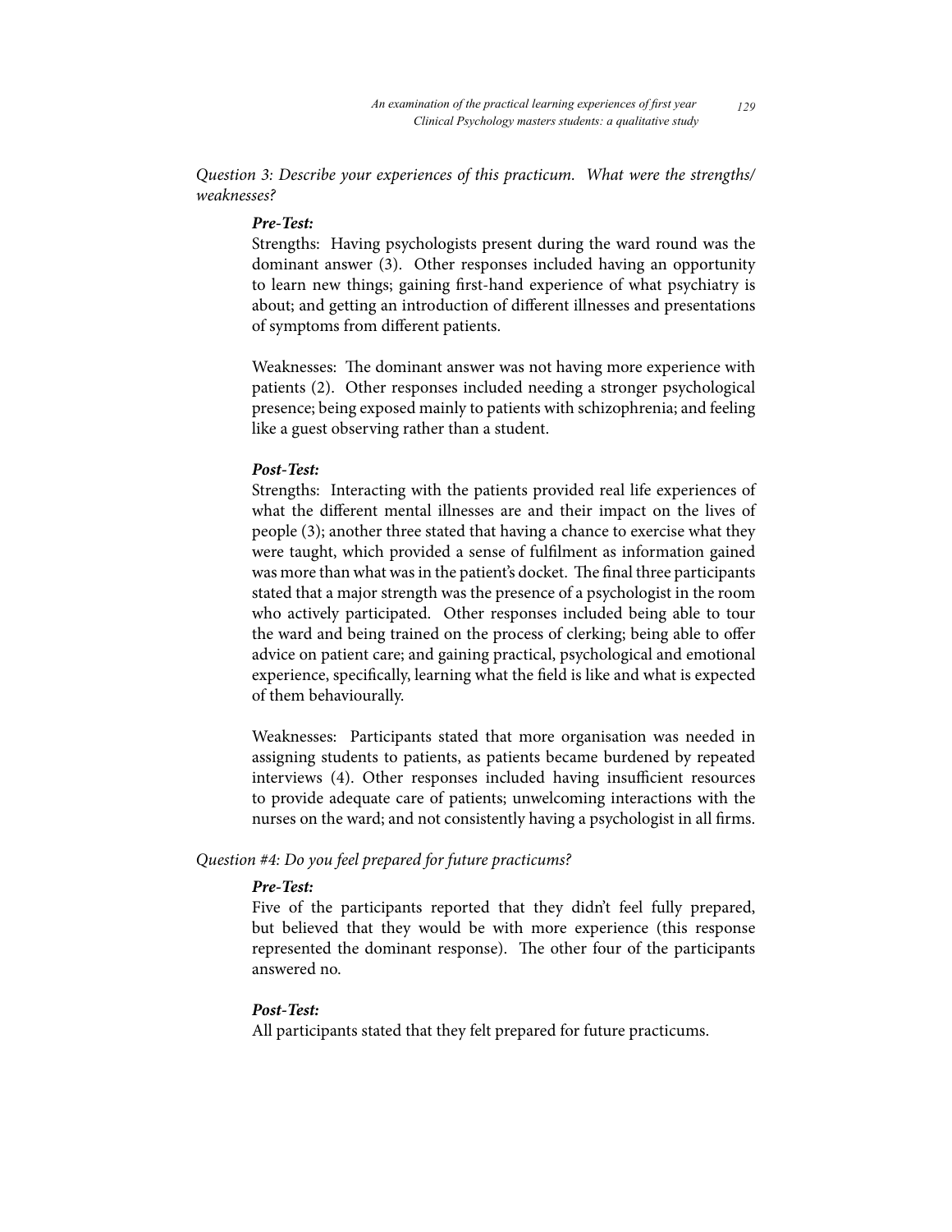*Question 3: Describe your experiences of this practicum. What were the strengths/weaknesses?*

***Pre-Test:***

Strengths: Having psychologists present during the ward round was the dominant answer (3). Other responses included having an opportunity to learn new things; gaining first-hand experience of what psychiatry is about; and getting an introduction of different illnesses and presentations of symptoms from different patients.

Weaknesses: The dominant answer was not having more experience with patients (2). Other responses included needing a stronger psychological presence; being exposed mainly to patients with schizophrenia; and feeling like a guest observing rather than a student.

***Post-Test:***

Strengths: Interacting with the patients provided real life experiences of what the different mental illnesses are and their impact on the lives of people (3); another three stated that having a chance to exercise what they were taught, which provided a sense of fulfilment as information gained was more than what was in the patient's docket. The final three participants stated that a major strength was the presence of a psychologist in the room who actively participated. Other responses included being able to tour the ward and being trained on the process of clerking; being able to offer advice on patient care; and gaining practical, psychological and emotional experience, specifically, learning what the field is like and what is expected of them behaviourally.

Weaknesses: Participants stated that more organisation was needed in assigning students to patients, as patients became burdened by repeated interviews (4). Other responses included having insufficient resources to provide adequate care of patients; unwelcoming interactions with the nurses on the ward; and not consistently having a psychologist in all firms.

*Question #4: Do you feel prepared for future practicums?*

***Pre-Test:***

Five of the participants reported that they didn't feel fully prepared, but believed that they would be with more experience (this response represented the dominant response). The other four of the participants answered no.

***Post-Test:***

All participants stated that they felt prepared for future practicums.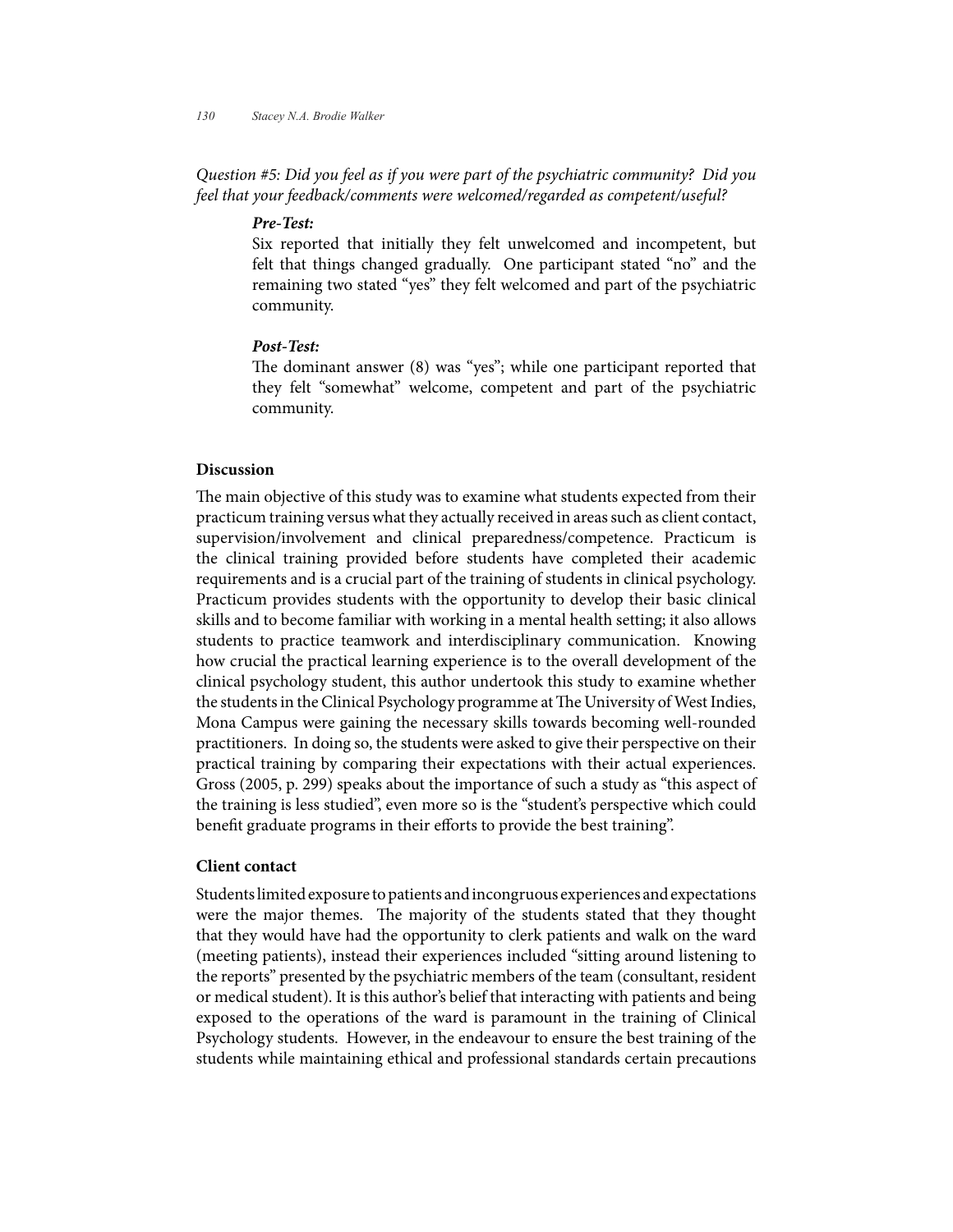*Question #5: Did you feel as if you were part of the psychiatric community? Did you feel that your feedback/comments were welcomed/regarded as competent/useful?*

***Pre-Test:***

Six reported that initially they felt unwelcomed and incompetent, but felt that things changed gradually. One participant stated "no" and the remaining two stated "yes" they felt welcomed and part of the psychiatric community.

***Post-Test:***

The dominant answer (8) was "yes"; while one participant reported that they felt "somewhat" welcome, competent and part of the psychiatric community.

## Discussion

The main objective of this study was to examine what students expected from their practicum training versus what they actually received in areas such as client contact, supervision/involvement and clinical preparedness/competence. Practicum is the clinical training provided before students have completed their academic requirements and is a crucial part of the training of students in clinical psychology. Practicum provides students with the opportunity to develop their basic clinical skills and to become familiar with working in a mental health setting; it also allows students to practice teamwork and interdisciplinary communication. Knowing how crucial the practical learning experience is to the overall development of the clinical psychology student, this author undertook this study to examine whether the students in the Clinical Psychology programme at The University of West Indies, Mona Campus were gaining the necessary skills towards becoming well-rounded practitioners. In doing so, the students were asked to give their perspective on their practical training by comparing their expectations with their actual experiences. Gross (2005, p. 299) speaks about the importance of such a study as "this aspect of the training is less studied", even more so is the "student's perspective which could benefit graduate programs in their efforts to provide the best training".

## Client contact

Students limited exposure to patients and incongruous experiences and expectations were the major themes. The majority of the students stated that they thought that they would have had the opportunity to clerk patients and walk on the ward (meeting patients), instead their experiences included "sitting around listening to the reports" presented by the psychiatric members of the team (consultant, resident or medical student). It is this author's belief that interacting with patients and being exposed to the operations of the ward is paramount in the training of Clinical Psychology students. However, in the endeavour to ensure the best training of the students while maintaining ethical and professional standards certain precautions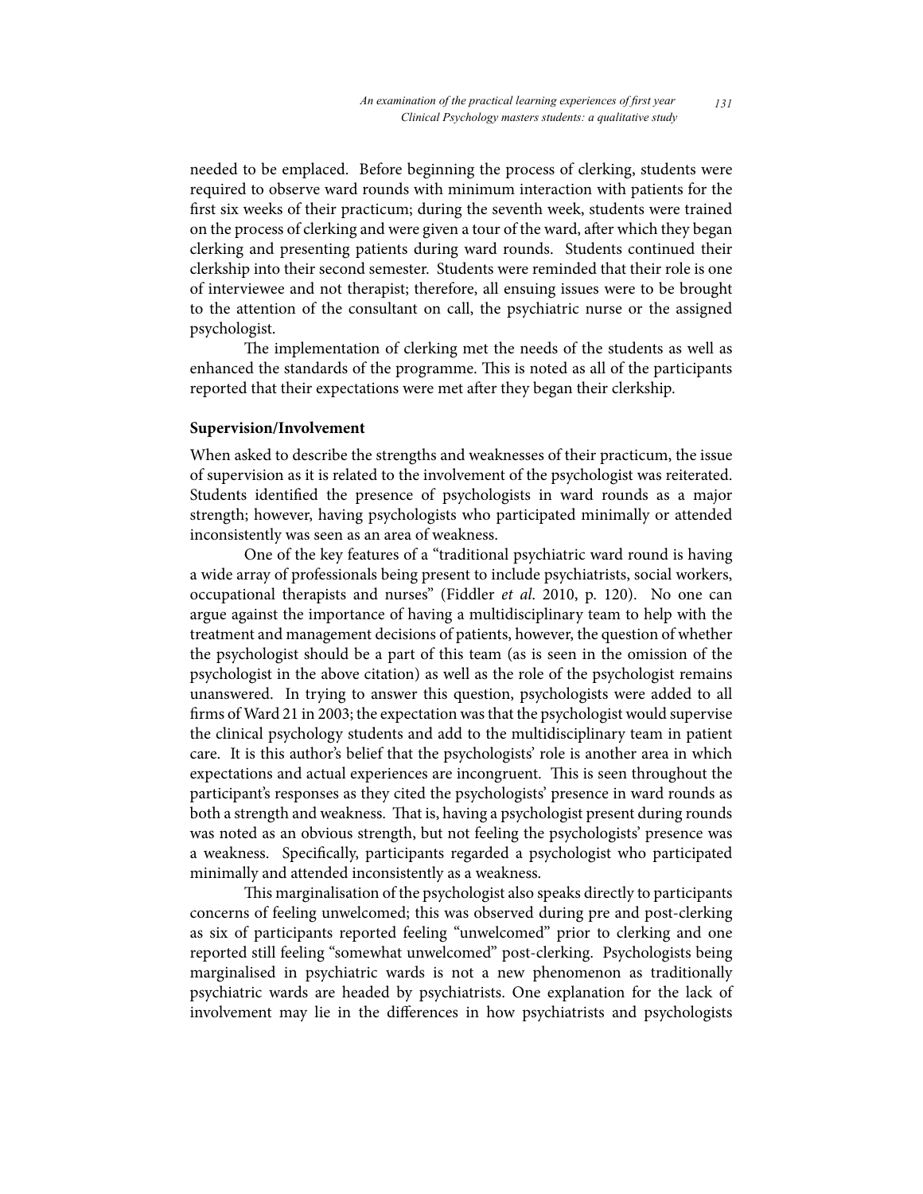needed to be emplaced. Before beginning the process of clerking, students were required to observe ward rounds with minimum interaction with patients for the first six weeks of their practicum; during the seventh week, students were trained on the process of clerking and were given a tour of the ward, after which they began clerking and presenting patients during ward rounds. Students continued their clerkship into their second semester. Students were reminded that their role is one of interviewee and not therapist; therefore, all ensuing issues were to be brought to the attention of the consultant on call, the psychiatric nurse or the assigned psychologist.

The implementation of clerking met the needs of the students as well as enhanced the standards of the programme. This is noted as all of the participants reported that their expectations were met after they began their clerkship.

**Supervision/Involvement**

When asked to describe the strengths and weaknesses of their practicum, the issue of supervision as it is related to the involvement of the psychologist was reiterated. Students identified the presence of psychologists in ward rounds as a major strength; however, having psychologists who participated minimally or attended inconsistently was seen as an area of weakness.

One of the key features of a "traditional psychiatric ward round is having a wide array of professionals being present to include psychiatrists, social workers, occupational therapists and nurses" (Fiddler *et al*. 2010, p. 120). No one can argue against the importance of having a multidisciplinary team to help with the treatment and management decisions of patients, however, the question of whether the psychologist should be a part of this team (as is seen in the omission of the psychologist in the above citation) as well as the role of the psychologist remains unanswered. In trying to answer this question, psychologists were added to all firms of Ward 21 in 2003; the expectation was that the psychologist would supervise the clinical psychology students and add to the multidisciplinary team in patient care. It is this author's belief that the psychologists' role is another area in which expectations and actual experiences are incongruent. This is seen throughout the participant's responses as they cited the psychologists' presence in ward rounds as both a strength and weakness. That is, having a psychologist present during rounds was noted as an obvious strength, but not feeling the psychologists' presence was a weakness. Specifically, participants regarded a psychologist who participated minimally and attended inconsistently as a weakness.

This marginalisation of the psychologist also speaks directly to participants concerns of feeling unwelcomed; this was observed during pre and post-clerking as six of participants reported feeling "unwelcomed" prior to clerking and one reported still feeling "somewhat unwelcomed" post-clerking. Psychologists being marginalised in psychiatric wards is not a new phenomenon as traditionally psychiatric wards are headed by psychiatrists. One explanation for the lack of involvement may lie in the differences in how psychiatrists and psychologists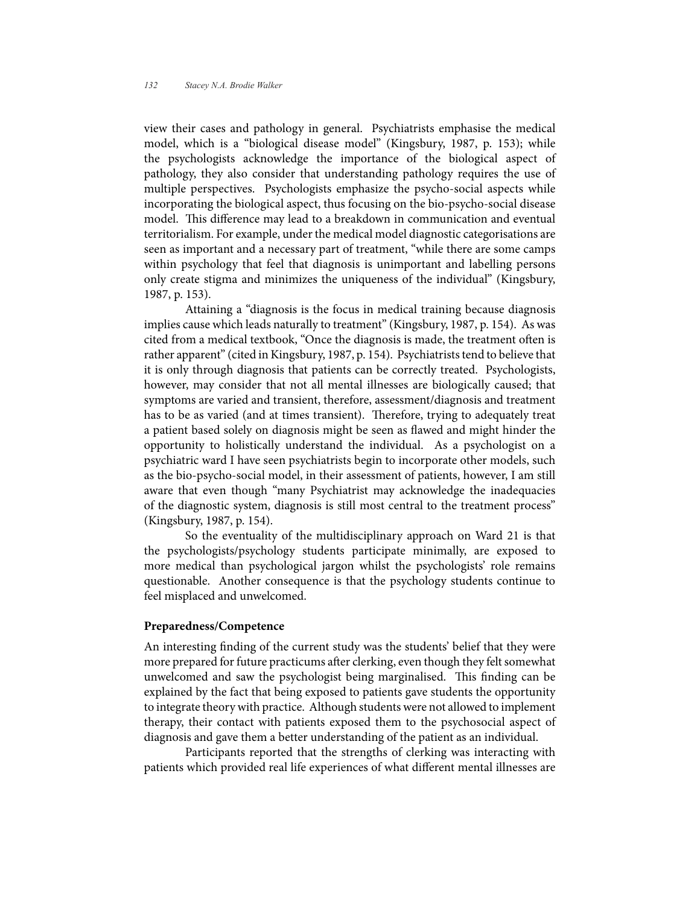view their cases and pathology in general. Psychiatrists emphasise the medical model, which is a "biological disease model" (Kingsbury, 1987, p. 153); while the psychologists acknowledge the importance of the biological aspect of pathology, they also consider that understanding pathology requires the use of multiple perspectives. Psychologists emphasize the psycho-social aspects while incorporating the biological aspect, thus focusing on the bio-psycho-social disease model. This difference may lead to a breakdown in communication and eventual territorialism. For example, under the medical model diagnostic categorisations are seen as important and a necessary part of treatment, "while there are some camps within psychology that feel that diagnosis is unimportant and labelling persons only create stigma and minimizes the uniqueness of the individual" (Kingsbury, 1987, p. 153).

Attaining a "diagnosis is the focus in medical training because diagnosis implies cause which leads naturally to treatment" (Kingsbury, 1987, p. 154). As was cited from a medical textbook, "Once the diagnosis is made, the treatment often is rather apparent" (cited in Kingsbury, 1987, p. 154). Psychiatrists tend to believe that it is only through diagnosis that patients can be correctly treated. Psychologists, however, may consider that not all mental illnesses are biologically caused; that symptoms are varied and transient, therefore, assessment/diagnosis and treatment has to be as varied (and at times transient). Therefore, trying to adequately treat a patient based solely on diagnosis might be seen as flawed and might hinder the opportunity to holistically understand the individual. As a psychologist on a psychiatric ward I have seen psychiatrists begin to incorporate other models, such as the bio-psycho-social model, in their assessment of patients, however, I am still aware that even though "many Psychiatrist may acknowledge the inadequacies of the diagnostic system, diagnosis is still most central to the treatment process" (Kingsbury, 1987, p. 154).

So the eventuality of the multidisciplinary approach on Ward 21 is that the psychologists/psychology students participate minimally, are exposed to more medical than psychological jargon whilst the psychologists' role remains questionable. Another consequence is that the psychology students continue to feel misplaced and unwelcomed.

**Preparedness/Competence**

An interesting finding of the current study was the students' belief that they were more prepared for future practicums after clerking, even though they felt somewhat unwelcomed and saw the psychologist being marginalised. This finding can be explained by the fact that being exposed to patients gave students the opportunity to integrate theory with practice. Although students were not allowed to implement therapy, their contact with patients exposed them to the psychosocial aspect of diagnosis and gave them a better understanding of the patient as an individual.

Participants reported that the strengths of clerking was interacting with patients which provided real life experiences of what different mental illnesses are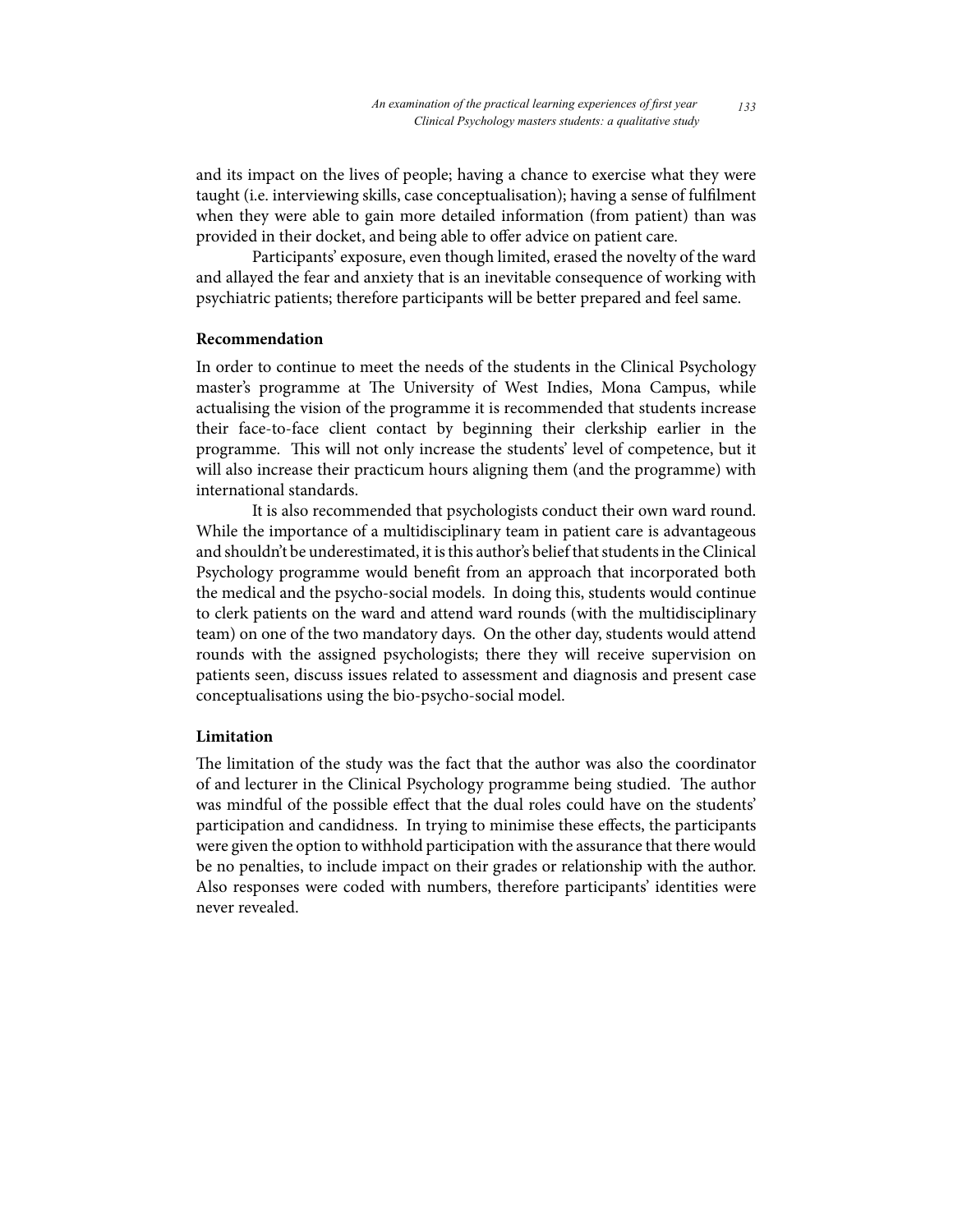and its impact on the lives of people; having a chance to exercise what they were taught (i.e. interviewing skills, case conceptualisation); having a sense of fulfilment when they were able to gain more detailed information (from patient) than was provided in their docket, and being able to offer advice on patient care.

Participants' exposure, even though limited, erased the novelty of the ward and allayed the fear and anxiety that is an inevitable consequence of working with psychiatric patients; therefore participants will be better prepared and feel same.

## Recommendation

In order to continue to meet the needs of the students in the Clinical Psychology master's programme at The University of West Indies, Mona Campus, while actualising the vision of the programme it is recommended that students increase their face-to-face client contact by beginning their clerkship earlier in the programme. This will not only increase the students' level of competence, but it will also increase their practicum hours aligning them (and the programme) with international standards.

It is also recommended that psychologists conduct their own ward round. While the importance of a multidisciplinary team in patient care is advantageous and shouldn't be underestimated, it is this author's belief that students in the Clinical Psychology programme would benefit from an approach that incorporated both the medical and the psycho-social models. In doing this, students would continue to clerk patients on the ward and attend ward rounds (with the multidisciplinary team) on one of the two mandatory days. On the other day, students would attend rounds with the assigned psychologists; there they will receive supervision on patients seen, discuss issues related to assessment and diagnosis and present case conceptualisations using the bio-psycho-social model.

## Limitation

The limitation of the study was the fact that the author was also the coordinator of and lecturer in the Clinical Psychology programme being studied. The author was mindful of the possible effect that the dual roles could have on the students' participation and candidness. In trying to minimise these effects, the participants were given the option to withhold participation with the assurance that there would be no penalties, to include impact on their grades or relationship with the author. Also responses were coded with numbers, therefore participants' identities were never revealed.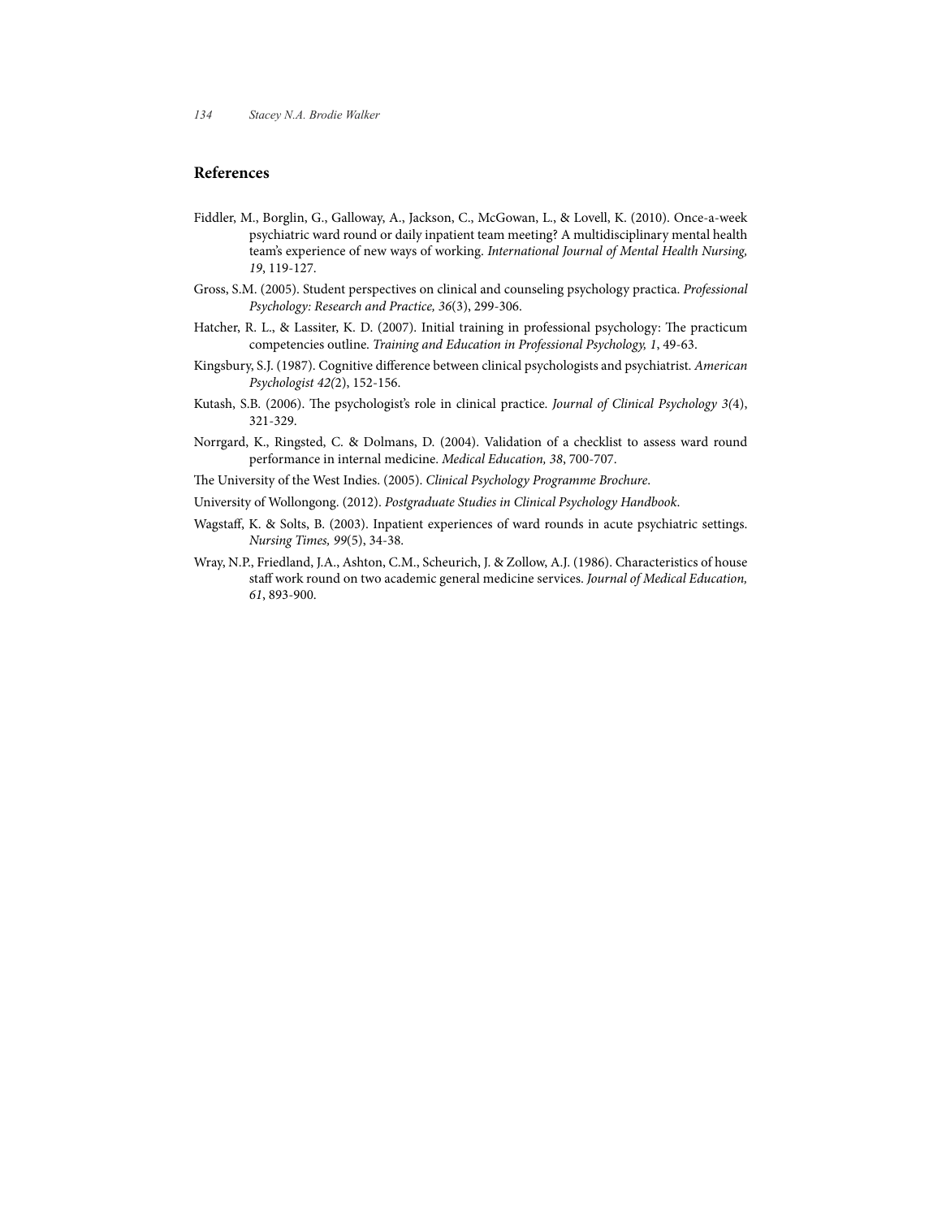## References

Fiddler, M., Borglin, G., Galloway, A., Jackson, C., McGowan, L., & Lovell, K. (2010). Once-a-week psychiatric ward round or daily inpatient team meeting? A multidisciplinary mental health team's experience of new ways of working. *International Journal of Mental Health Nursing, 19*, 119-127.

Gross, S.M. (2005). Student perspectives on clinical and counseling psychology practica. *Professional Psychology: Research and Practice, 36*(3), 299-306.

Hatcher, R. L., & Lassiter, K. D. (2007). Initial training in professional psychology: The practicum competencies outline. *Training and Education in Professional Psychology, 1*, 49-63.

Kingsbury, S.J. (1987). Cognitive difference between clinical psychologists and psychiatrist. *American Psychologist 42(*2), 152-156.

Kutash, S.B. (2006). The psychologist's role in clinical practice. *Journal of Clinical Psychology 3(*4), 321-329.

Norrgard, K., Ringsted, C. & Dolmans, D. (2004). Validation of a checklist to assess ward round performance in internal medicine. *Medical Education, 38*, 700-707.

The University of the West Indies. (2005). *Clinical Psychology Programme Brochure*.

University of Wollongong. (2012). *Postgraduate Studies in Clinical Psychology Handbook*.

Wagstaff, K. & Solts, B. (2003). Inpatient experiences of ward rounds in acute psychiatric settings. *Nursing Times, 99*(5), 34-38.

Wray, N.P., Friedland, J.A., Ashton, C.M., Scheurich, J. & Zollow, A.J. (1986). Characteristics of house staff work round on two academic general medicine services. *Journal of Medical Education, 61*, 893-900.